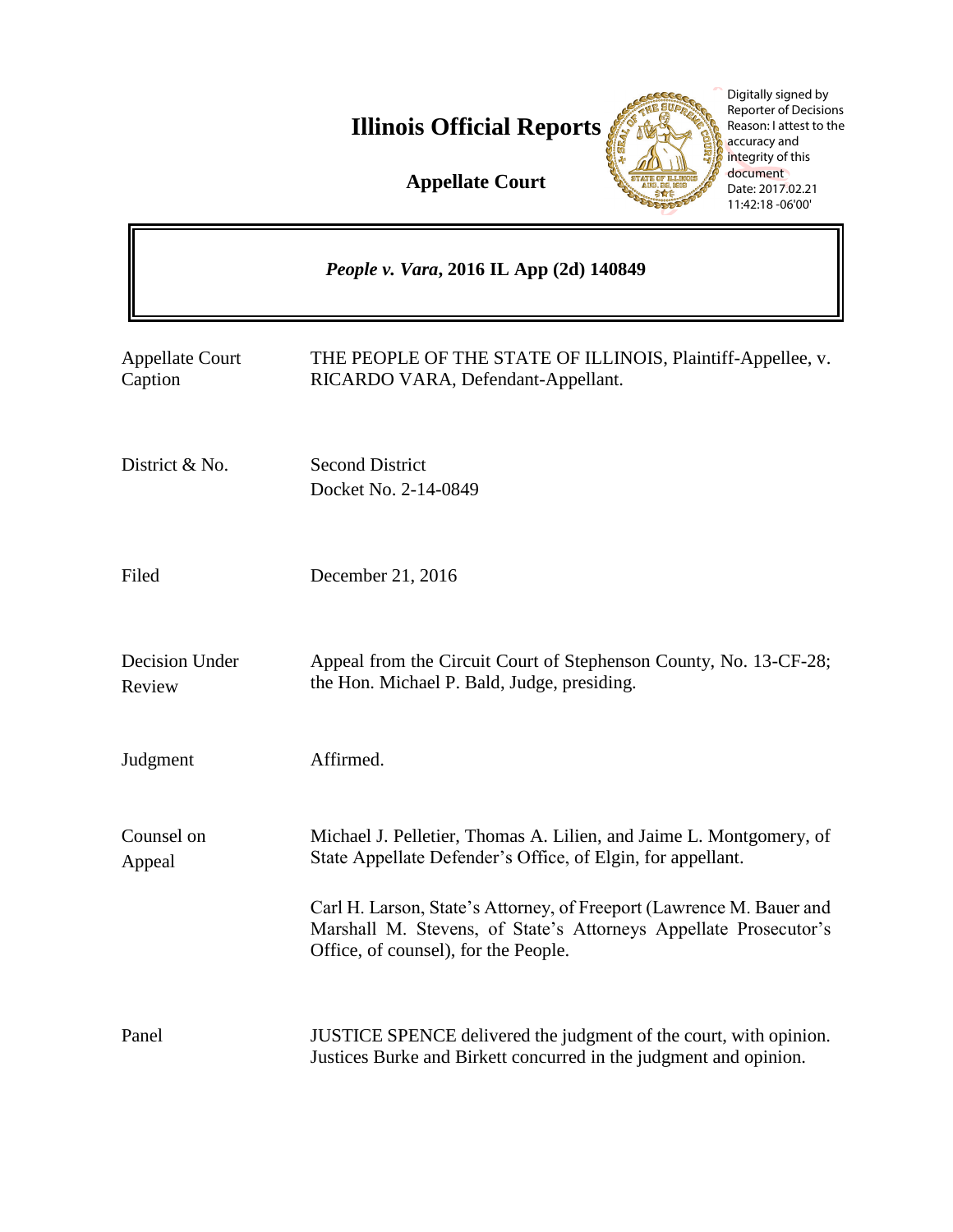# Illinois Official Reports

**Appellate Court**

Digitally signed by Reporter of Decisions
Reason: I attest to the accuracy and integrity of this document
Date: 2017.02.21 11:42:18 -06'00'

***People v. Vara*, 2016 IL App (2d) 140849**

| | |
|---|---|
| Appellate Court Caption | THE PEOPLE OF THE STATE OF ILLINOIS, Plaintiff-Appellee, v. RICARDO VARA, Defendant-Appellant. |
| District & No. | Second District<br>Docket No. 2-14-0849 |
| Filed | December 21, 2016 |
| Decision Under Review | Appeal from the Circuit Court of Stephenson County, No. 13-CF-28; the Hon. Michael P. Bald, Judge, presiding. |
| Judgment | Affirmed. |
| Counsel on Appeal | Michael J. Pelletier, Thomas A. Lilien, and Jaime L. Montgomery, of State Appellate Defender's Office, of Elgin, for appellant.<br><br>Carl H. Larson, State's Attorney, of Freeport (Lawrence M. Bauer and Marshall M. Stevens, of State's Attorneys Appellate Prosecutor's Office, of counsel), for the People. |
| Panel | JUSTICE SPENCE delivered the judgment of the court, with opinion. Justices Burke and Birkett concurred in the judgment and opinion. |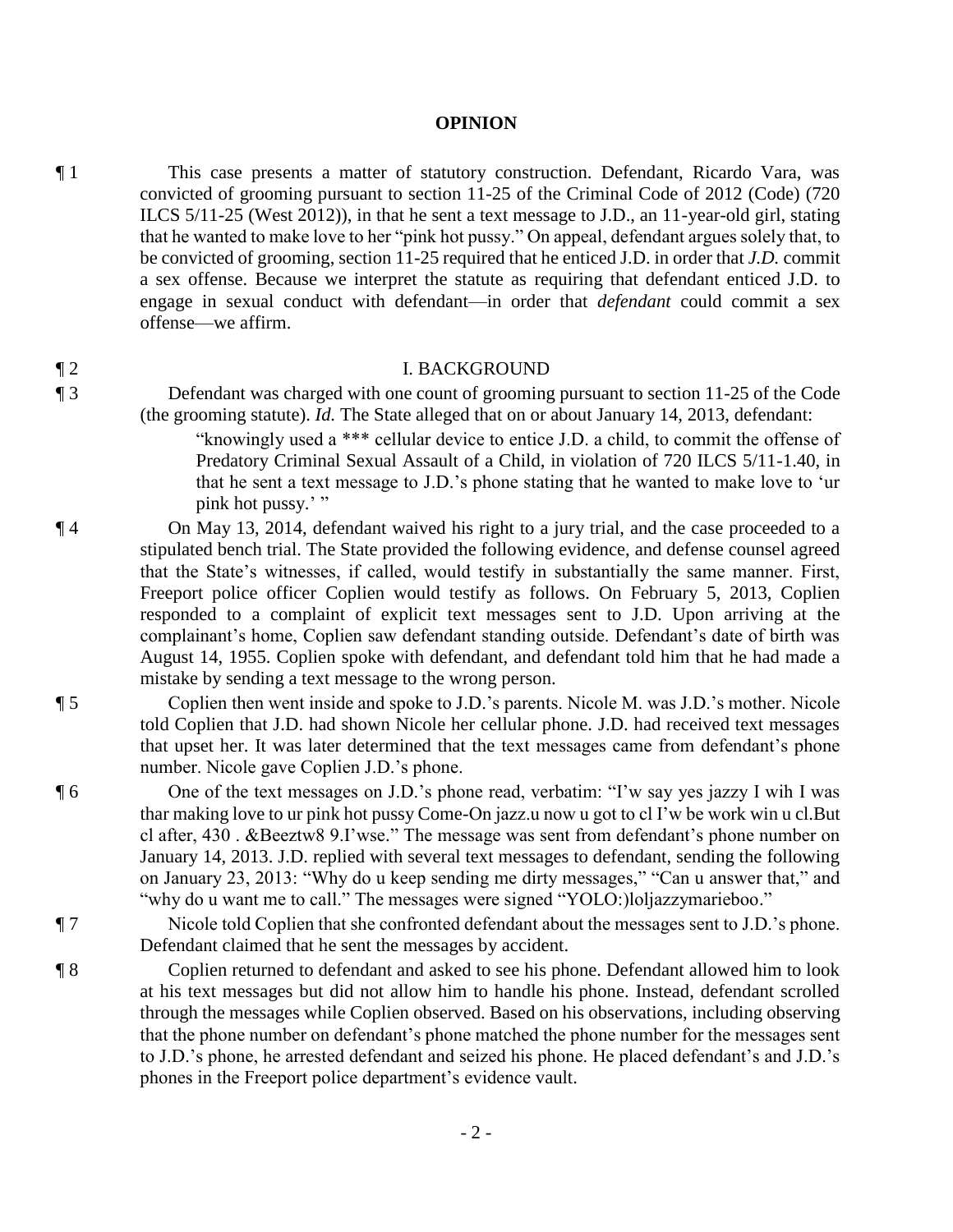**OPINION**

¶ 1 This case presents a matter of statutory construction. Defendant, Ricardo Vara, was convicted of grooming pursuant to section 11-25 of the Criminal Code of 2012 (Code) (720 ILCS 5/11-25 (West 2012)), in that he sent a text message to J.D., an 11-year-old girl, stating that he wanted to make love to her "pink hot pussy." On appeal, defendant argues solely that, to be convicted of grooming, section 11-25 required that he enticed J.D. in order that *J.D.* commit a sex offense. Because we interpret the statute as requiring that defendant enticed J.D. to engage in sexual conduct with defendant—in order that *defendant* could commit a sex offense—we affirm.

## I. BACKGROUND

¶ 2

¶ 3 Defendant was charged with one count of grooming pursuant to section 11-25 of the Code (the grooming statute). *Id.* The State alleged that on or about January 14, 2013, defendant:

> "knowingly used a *** cellular device to entice J.D. a child, to commit the offense of Predatory Criminal Sexual Assault of a Child, in violation of 720 ILCS 5/11-1.40, in that he sent a text message to J.D.'s phone stating that he wanted to make love to 'ur pink hot pussy.' "

¶ 4 On May 13, 2014, defendant waived his right to a jury trial, and the case proceeded to a stipulated bench trial. The State provided the following evidence, and defense counsel agreed that the State's witnesses, if called, would testify in substantially the same manner. First, Freeport police officer Coplien would testify as follows. On February 5, 2013, Coplien responded to a complaint of explicit text messages sent to J.D. Upon arriving at the complainant's home, Coplien saw defendant standing outside. Defendant's date of birth was August 14, 1955. Coplien spoke with defendant, and defendant told him that he had made a mistake by sending a text message to the wrong person.

¶ 5 Coplien then went inside and spoke to J.D.'s parents. Nicole M. was J.D.'s mother. Nicole told Coplien that J.D. had shown Nicole her cellular phone. J.D. had received text messages that upset her. It was later determined that the text messages came from defendant's phone number. Nicole gave Coplien J.D.'s phone.

¶ 6 One of the text messages on J.D.'s phone read, verbatim: "I'w say yes jazzy I wih I was thar making love to ur pink hot pussy Come-On jazz.u now u got to cl I'w be work win u cl.But cl after, 430 . &Beeztw8 9.I'wse." The message was sent from defendant's phone number on January 14, 2013. J.D. replied with several text messages to defendant, sending the following on January 23, 2013: "Why do u keep sending me dirty messages," "Can u answer that," and "why do u want me to call." The messages were signed "YOLO:)loljazzymarieboo."

¶ 7 Nicole told Coplien that she confronted defendant about the messages sent to J.D.'s phone. Defendant claimed that he sent the messages by accident.

¶ 8 Coplien returned to defendant and asked to see his phone. Defendant allowed him to look at his text messages but did not allow him to handle his phone. Instead, defendant scrolled through the messages while Coplien observed. Based on his observations, including observing that the phone number on defendant's phone matched the phone number for the messages sent to J.D.'s phone, he arrested defendant and seized his phone. He placed defendant's and J.D.'s phones in the Freeport police department's evidence vault.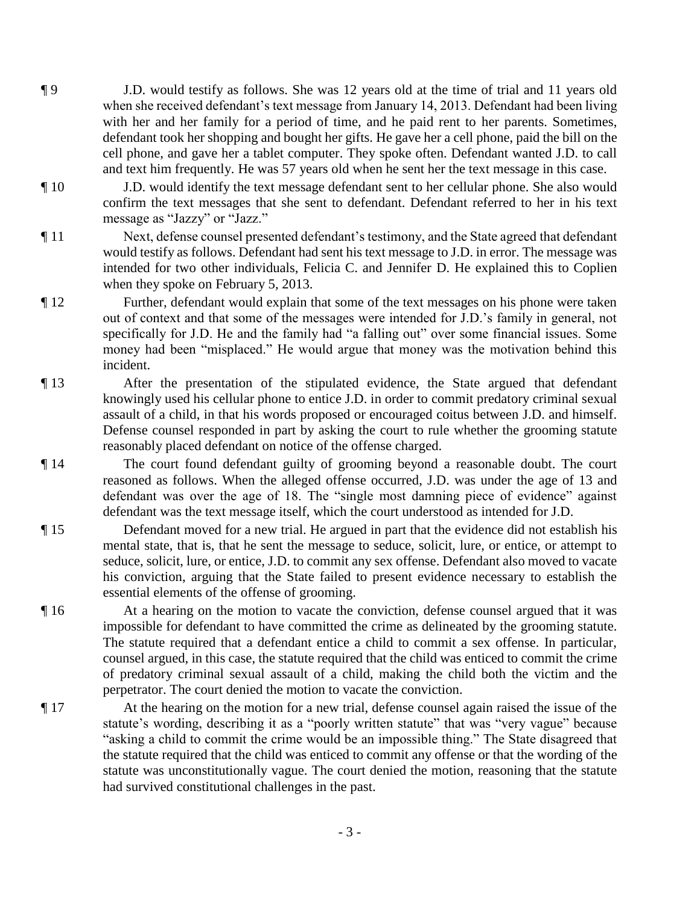¶ 9 J.D. would testify as follows. She was 12 years old at the time of trial and 11 years old when she received defendant's text message from January 14, 2013. Defendant had been living with her and her family for a period of time, and he paid rent to her parents. Sometimes, defendant took her shopping and bought her gifts. He gave her a cell phone, paid the bill on the cell phone, and gave her a tablet computer. They spoke often. Defendant wanted J.D. to call and text him frequently. He was 57 years old when he sent her the text message in this case.

¶ 10 J.D. would identify the text message defendant sent to her cellular phone. She also would confirm the text messages that she sent to defendant. Defendant referred to her in his text message as "Jazzy" or "Jazz."

¶ 11 Next, defense counsel presented defendant's testimony, and the State agreed that defendant would testify as follows. Defendant had sent his text message to J.D. in error. The message was intended for two other individuals, Felicia C. and Jennifer D. He explained this to Coplien when they spoke on February 5, 2013.

¶ 12 Further, defendant would explain that some of the text messages on his phone were taken out of context and that some of the messages were intended for J.D.'s family in general, not specifically for J.D. He and the family had "a falling out" over some financial issues. Some money had been "misplaced." He would argue that money was the motivation behind this incident.

¶ 13 After the presentation of the stipulated evidence, the State argued that defendant knowingly used his cellular phone to entice J.D. in order to commit predatory criminal sexual assault of a child, in that his words proposed or encouraged coitus between J.D. and himself. Defense counsel responded in part by asking the court to rule whether the grooming statute reasonably placed defendant on notice of the offense charged.

¶ 14 The court found defendant guilty of grooming beyond a reasonable doubt. The court reasoned as follows. When the alleged offense occurred, J.D. was under the age of 13 and defendant was over the age of 18. The "single most damning piece of evidence" against defendant was the text message itself, which the court understood as intended for J.D.

¶ 15 Defendant moved for a new trial. He argued in part that the evidence did not establish his mental state, that is, that he sent the message to seduce, solicit, lure, or entice, or attempt to seduce, solicit, lure, or entice, J.D. to commit any sex offense. Defendant also moved to vacate his conviction, arguing that the State failed to present evidence necessary to establish the essential elements of the offense of grooming.

¶ 16 At a hearing on the motion to vacate the conviction, defense counsel argued that it was impossible for defendant to have committed the crime as delineated by the grooming statute. The statute required that a defendant entice a child to commit a sex offense. In particular, counsel argued, in this case, the statute required that the child was enticed to commit the crime of predatory criminal sexual assault of a child, making the child both the victim and the perpetrator. The court denied the motion to vacate the conviction.

¶ 17 At the hearing on the motion for a new trial, defense counsel again raised the issue of the statute's wording, describing it as a "poorly written statute" that was "very vague" because "asking a child to commit the crime would be an impossible thing." The State disagreed that the statute required that the child was enticed to commit any offense or that the wording of the statute was unconstitutionally vague. The court denied the motion, reasoning that the statute had survived constitutional challenges in the past.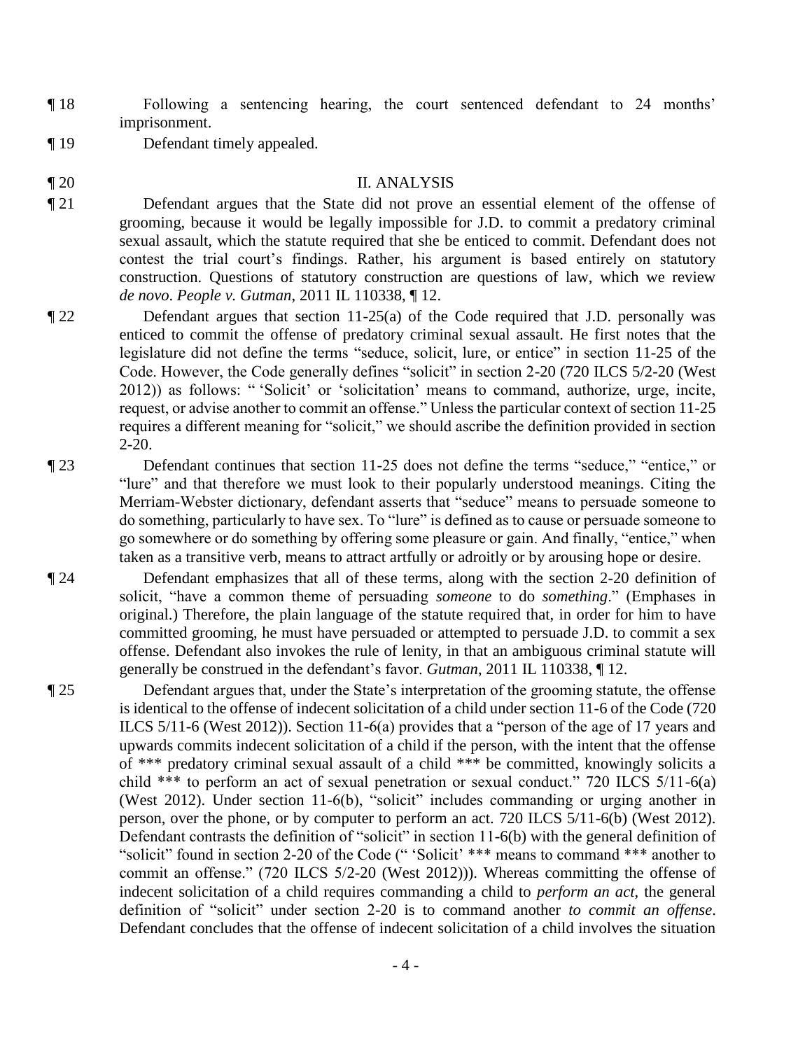¶ 18 Following a sentencing hearing, the court sentenced defendant to 24 months' imprisonment.

¶ 19 Defendant timely appealed.

## ¶ 20 II. ANALYSIS

¶ 21 Defendant argues that the State did not prove an essential element of the offense of grooming, because it would be legally impossible for J.D. to commit a predatory criminal sexual assault, which the statute required that she be enticed to commit. Defendant does not contest the trial court's findings. Rather, his argument is based entirely on statutory construction. Questions of statutory construction are questions of law, which we review *de novo*. *People v. Gutman*, 2011 IL 110338, ¶ 12.

¶ 22 Defendant argues that section 11-25(a) of the Code required that J.D. personally was enticed to commit the offense of predatory criminal sexual assault. He first notes that the legislature did not define the terms "seduce, solicit, lure, or entice" in section 11-25 of the Code. However, the Code generally defines "solicit" in section 2-20 (720 ILCS 5/2-20 (West 2012)) as follows: " 'Solicit' or 'solicitation' means to command, authorize, urge, incite, request, or advise another to commit an offense." Unless the particular context of section 11-25 requires a different meaning for "solicit," we should ascribe the definition provided in section 2-20.

¶ 23 Defendant continues that section 11-25 does not define the terms "seduce," "entice," or "lure" and that therefore we must look to their popularly understood meanings. Citing the Merriam-Webster dictionary, defendant asserts that "seduce" means to persuade someone to do something, particularly to have sex. To "lure" is defined as to cause or persuade someone to go somewhere or do something by offering some pleasure or gain. And finally, "entice," when taken as a transitive verb, means to attract artfully or adroitly or by arousing hope or desire.

¶ 24 Defendant emphasizes that all of these terms, along with the section 2-20 definition of solicit, "have a common theme of persuading *someone* to do *something*." (Emphases in original.) Therefore, the plain language of the statute required that, in order for him to have committed grooming, he must have persuaded or attempted to persuade J.D. to commit a sex offense. Defendant also invokes the rule of lenity, in that an ambiguous criminal statute will generally be construed in the defendant's favor. *Gutman*, 2011 IL 110338, ¶ 12.

¶ 25 Defendant argues that, under the State's interpretation of the grooming statute, the offense is identical to the offense of indecent solicitation of a child under section 11-6 of the Code (720 ILCS 5/11-6 (West 2012)). Section 11-6(a) provides that a "person of the age of 17 years and upwards commits indecent solicitation of a child if the person, with the intent that the offense of *** predatory criminal sexual assault of a child *** be committed, knowingly solicits a child *** to perform an act of sexual penetration or sexual conduct." 720 ILCS 5/11-6(a) (West 2012). Under section 11-6(b), "solicit" includes commanding or urging another in person, over the phone, or by computer to perform an act. 720 ILCS 5/11-6(b) (West 2012). Defendant contrasts the definition of "solicit" in section 11-6(b) with the general definition of "solicit" found in section 2-20 of the Code (" 'Solicit' *** means to command *** another to commit an offense." (720 ILCS 5/2-20 (West 2012))). Whereas committing the offense of indecent solicitation of a child requires commanding a child to *perform an act*, the general definition of "solicit" under section 2-20 is to command another *to commit an offense*. Defendant concludes that the offense of indecent solicitation of a child involves the situation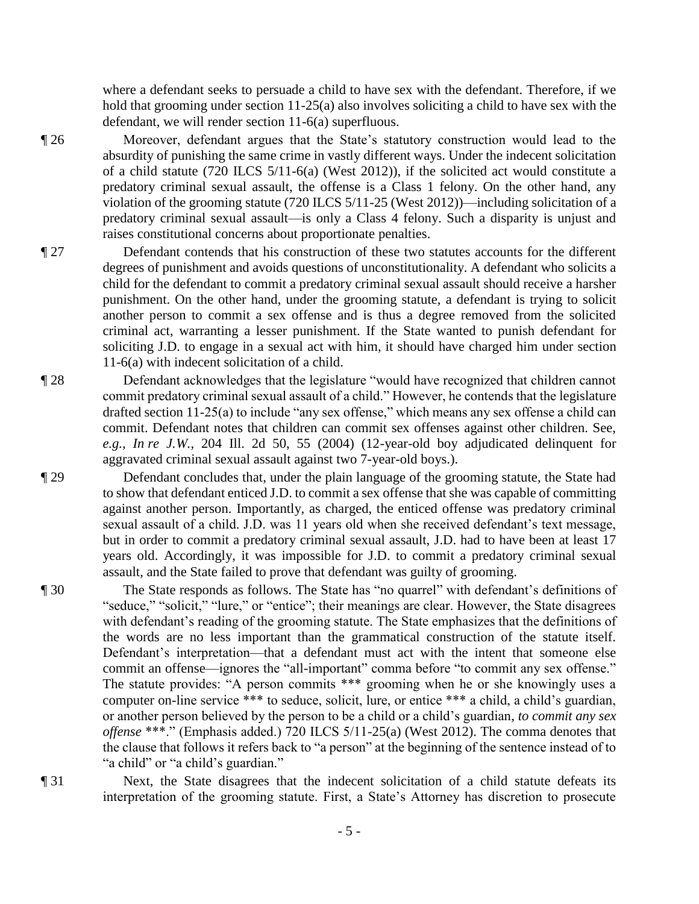where a defendant seeks to persuade a child to have sex with the defendant. Therefore, if we hold that grooming under section 11-25(a) also involves soliciting a child to have sex with the defendant, we will render section 11-6(a) superfluous.

¶ 26 Moreover, defendant argues that the State's statutory construction would lead to the absurdity of punishing the same crime in vastly different ways. Under the indecent solicitation of a child statute (720 ILCS 5/11-6(a) (West 2012)), if the solicited act would constitute a predatory criminal sexual assault, the offense is a Class 1 felony. On the other hand, any violation of the grooming statute (720 ILCS 5/11-25 (West 2012))—including solicitation of a predatory criminal sexual assault—is only a Class 4 felony. Such a disparity is unjust and raises constitutional concerns about proportionate penalties.

¶ 27 Defendant contends that his construction of these two statutes accounts for the different degrees of punishment and avoids questions of unconstitutionality. A defendant who solicits a child for the defendant to commit a predatory criminal sexual assault should receive a harsher punishment. On the other hand, under the grooming statute, a defendant is trying to solicit another person to commit a sex offense and is thus a degree removed from the solicited criminal act, warranting a lesser punishment. If the State wanted to punish defendant for soliciting J.D. to engage in a sexual act with him, it should have charged him under section 11-6(a) with indecent solicitation of a child.

¶ 28 Defendant acknowledges that the legislature "would have recognized that children cannot commit predatory criminal sexual assault of a child." However, he contends that the legislature drafted section 11-25(a) to include "any sex offense," which means any sex offense a child can commit. Defendant notes that children can commit sex offenses against other children. See, *e.g.*, *In re J.W.*, 204 Ill. 2d 50, 55 (2004) (12-year-old boy adjudicated delinquent for aggravated criminal sexual assault against two 7-year-old boys.).

¶ 29 Defendant concludes that, under the plain language of the grooming statute, the State had to show that defendant enticed J.D. to commit a sex offense that she was capable of committing against another person. Importantly, as charged, the enticed offense was predatory criminal sexual assault of a child. J.D. was 11 years old when she received defendant's text message, but in order to commit a predatory criminal sexual assault, J.D. had to have been at least 17 years old. Accordingly, it was impossible for J.D. to commit a predatory criminal sexual assault, and the State failed to prove that defendant was guilty of grooming.

¶ 30 The State responds as follows. The State has "no quarrel" with defendant's definitions of "seduce," "solicit," "lure," or "entice"; their meanings are clear. However, the State disagrees with defendant's reading of the grooming statute. The State emphasizes that the definitions of the words are no less important than the grammatical construction of the statute itself. Defendant's interpretation—that a defendant must act with the intent that someone else commit an offense—ignores the "all-important" comma before "to commit any sex offense." The statute provides: "A person commits *** grooming when he or she knowingly uses a computer on-line service *** to seduce, solicit, lure, or entice *** a child, a child's guardian, or another person believed by the person to be a child or a child's guardian, *to commit any sex offense* ***." (Emphasis added.) 720 ILCS 5/11-25(a) (West 2012). The comma denotes that the clause that follows it refers back to "a person" at the beginning of the sentence instead of to "a child" or "a child's guardian."

¶ 31 Next, the State disagrees that the indecent solicitation of a child statute defeats its interpretation of the grooming statute. First, a State's Attorney has discretion to prosecute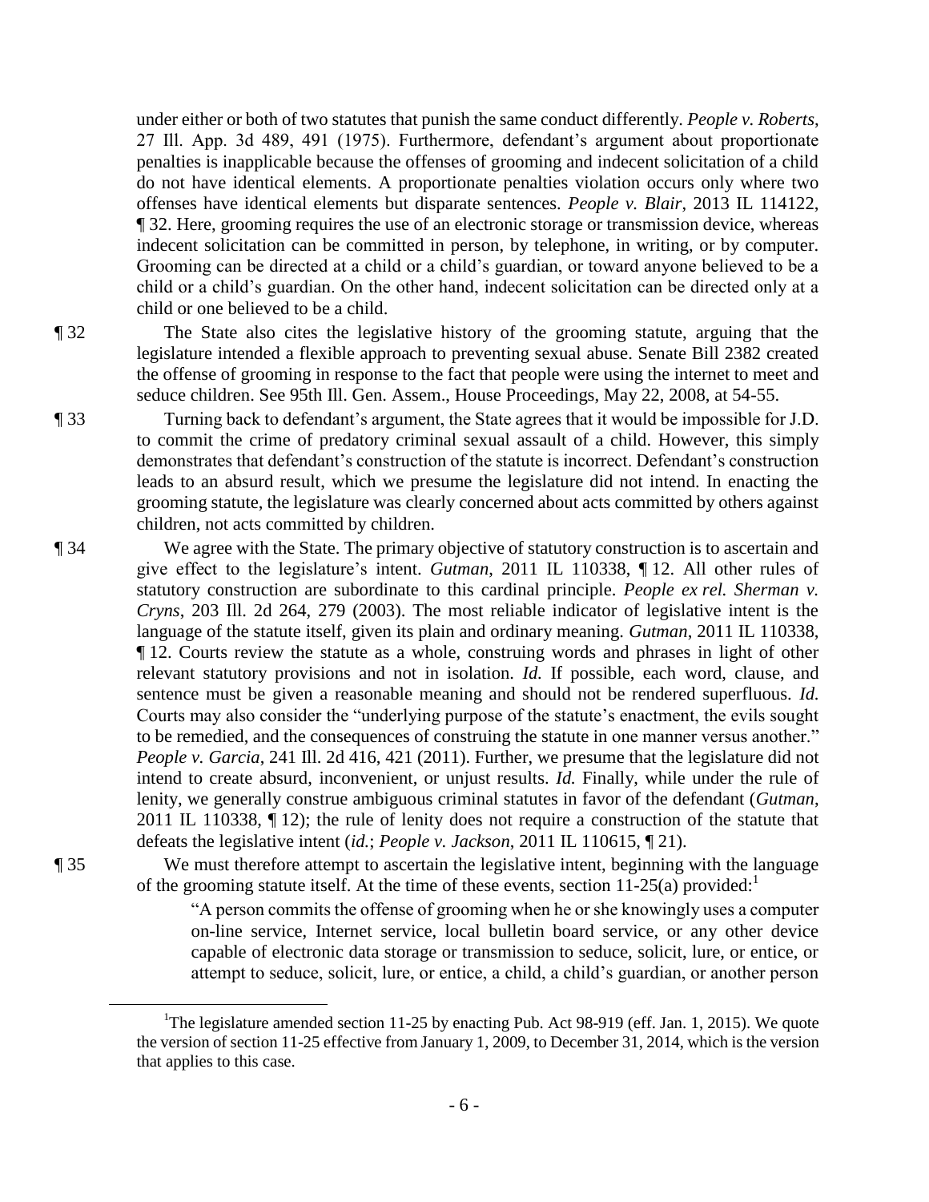under either or both of two statutes that punish the same conduct differently. *People v. Roberts*, 27 Ill. App. 3d 489, 491 (1975). Furthermore, defendant's argument about proportionate penalties is inapplicable because the offenses of grooming and indecent solicitation of a child do not have identical elements. A proportionate penalties violation occurs only where two offenses have identical elements but disparate sentences. *People v. Blair*, 2013 IL 114122, ¶ 32. Here, grooming requires the use of an electronic storage or transmission device, whereas indecent solicitation can be committed in person, by telephone, in writing, or by computer. Grooming can be directed at a child or a child's guardian, or toward anyone believed to be a child or a child's guardian. On the other hand, indecent solicitation can be directed only at a child or one believed to be a child.

¶ 32 The State also cites the legislative history of the grooming statute, arguing that the legislature intended a flexible approach to preventing sexual abuse. Senate Bill 2382 created the offense of grooming in response to the fact that people were using the internet to meet and seduce children. See 95th Ill. Gen. Assem., House Proceedings, May 22, 2008, at 54-55.

¶ 33 Turning back to defendant's argument, the State agrees that it would be impossible for J.D. to commit the crime of predatory criminal sexual assault of a child. However, this simply demonstrates that defendant's construction of the statute is incorrect. Defendant's construction leads to an absurd result, which we presume the legislature did not intend. In enacting the grooming statute, the legislature was clearly concerned about acts committed by others against children, not acts committed by children.

¶ 34 We agree with the State. The primary objective of statutory construction is to ascertain and give effect to the legislature's intent. *Gutman*, 2011 IL 110338, ¶ 12. All other rules of statutory construction are subordinate to this cardinal principle. *People ex rel. Sherman v. Cryns*, 203 Ill. 2d 264, 279 (2003). The most reliable indicator of legislative intent is the language of the statute itself, given its plain and ordinary meaning. *Gutman*, 2011 IL 110338, ¶ 12. Courts review the statute as a whole, construing words and phrases in light of other relevant statutory provisions and not in isolation. *Id.* If possible, each word, clause, and sentence must be given a reasonable meaning and should not be rendered superfluous. *Id.* Courts may also consider the "underlying purpose of the statute's enactment, the evils sought to be remedied, and the consequences of construing the statute in one manner versus another." *People v. Garcia*, 241 Ill. 2d 416, 421 (2011). Further, we presume that the legislature did not intend to create absurd, inconvenient, or unjust results. *Id.* Finally, while under the rule of lenity, we generally construe ambiguous criminal statutes in favor of the defendant (*Gutman*, 2011 IL 110338, ¶ 12); the rule of lenity does not require a construction of the statute that defeats the legislative intent (*id.*; *People v. Jackson*, 2011 IL 110615, ¶ 21).

¶ 35 We must therefore attempt to ascertain the legislative intent, beginning with the language of the grooming statute itself. At the time of these events, section 11-25(a) provided:[1]

> "A person commits the offense of grooming when he or she knowingly uses a computer on-line service, Internet service, local bulletin board service, or any other device capable of electronic data storage or transmission to seduce, solicit, lure, or entice, or attempt to seduce, solicit, lure, or entice, a child, a child's guardian, or another person

[1] The legislature amended section 11-25 by enacting Pub. Act 98-919 (eff. Jan. 1, 2015). We quote the version of section 11-25 effective from January 1, 2009, to December 31, 2014, which is the version that applies to this case.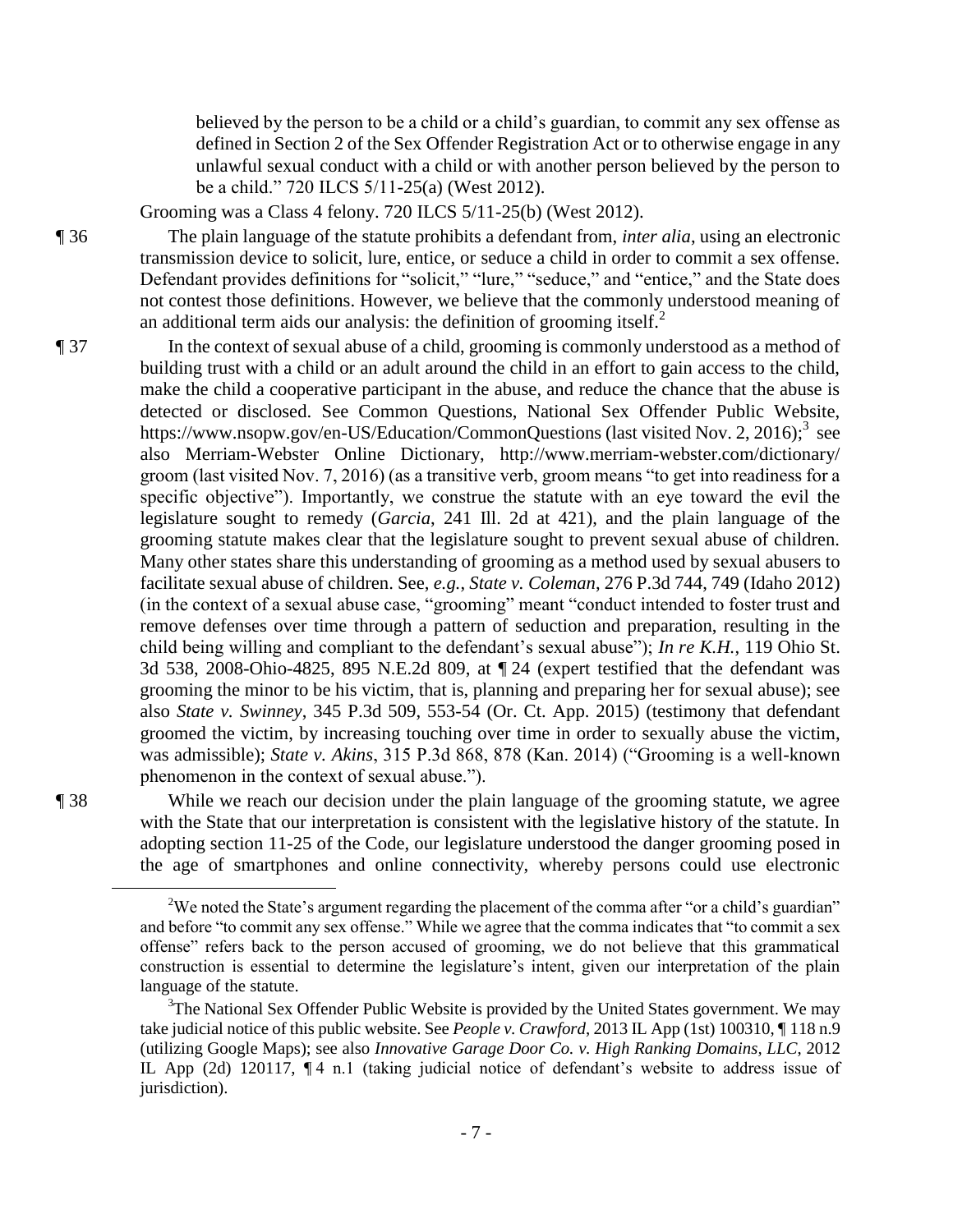believed by the person to be a child or a child's guardian, to commit any sex offense as defined in Section 2 of the Sex Offender Registration Act or to otherwise engage in any unlawful sexual conduct with a child or with another person believed by the person to be a child." 720 ILCS 5/11-25(a) (West 2012).

Grooming was a Class 4 felony. 720 ILCS 5/11-25(b) (West 2012).

¶ 36 The plain language of the statute prohibits a defendant from, *inter alia*, using an electronic transmission device to solicit, lure, entice, or seduce a child in order to commit a sex offense. Defendant provides definitions for "solicit," "lure," "seduce," and "entice," and the State does not contest those definitions. However, we believe that the commonly understood meaning of an additional term aids our analysis: the definition of grooming itself.[2]

¶ 37 In the context of sexual abuse of a child, grooming is commonly understood as a method of building trust with a child or an adult around the child in an effort to gain access to the child, make the child a cooperative participant in the abuse, and reduce the chance that the abuse is detected or disclosed. See Common Questions, National Sex Offender Public Website, https://www.nsopw.gov/en-US/Education/CommonQuestions (last visited Nov. 2, 2016);[3] see also Merriam-Webster Online Dictionary, http://www.merriam-webster.com/dictionary/groom (last visited Nov. 7, 2016) (as a transitive verb, groom means "to get into readiness for a specific objective"). Importantly, we construe the statute with an eye toward the evil the legislature sought to remedy (*Garcia*, 241 Ill. 2d at 421), and the plain language of the grooming statute makes clear that the legislature sought to prevent sexual abuse of children. Many other states share this understanding of grooming as a method used by sexual abusers to facilitate sexual abuse of children. See, *e.g.*, *State v. Coleman*, 276 P.3d 744, 749 (Idaho 2012) (in the context of a sexual abuse case, "grooming" meant "conduct intended to foster trust and remove defenses over time through a pattern of seduction and preparation, resulting in the child being willing and compliant to the defendant's sexual abuse"); *In re K.H.*, 119 Ohio St. 3d 538, 2008-Ohio-4825, 895 N.E.2d 809, at ¶ 24 (expert testified that the defendant was grooming the minor to be his victim, that is, planning and preparing her for sexual abuse); see also *State v. Swinney*, 345 P.3d 509, 553-54 (Or. Ct. App. 2015) (testimony that defendant groomed the victim, by increasing touching over time in order to sexually abuse the victim, was admissible); *State v. Akins*, 315 P.3d 868, 878 (Kan. 2014) ("Grooming is a well-known phenomenon in the context of sexual abuse.").

¶ 38 While we reach our decision under the plain language of the grooming statute, we agree with the State that our interpretation is consistent with the legislative history of the statute. In adopting section 11-25 of the Code, our legislature understood the danger grooming posed in the age of smartphones and online connectivity, whereby persons could use electronic

---

[2]We noted the State's argument regarding the placement of the comma after "or a child's guardian" and before "to commit any sex offense." While we agree that the comma indicates that "to commit a sex offense" refers back to the person accused of grooming, we do not believe that this grammatical construction is essential to determine the legislature's intent, given our interpretation of the plain language of the statute.

[3]The National Sex Offender Public Website is provided by the United States government. We may take judicial notice of this public website. See *People v. Crawford*, 2013 IL App (1st) 100310, ¶ 118 n.9 (utilizing Google Maps); see also *Innovative Garage Door Co. v. High Ranking Domains, LLC*, 2012 IL App (2d) 120117, ¶ 4 n.1 (taking judicial notice of defendant's website to address issue of jurisdiction).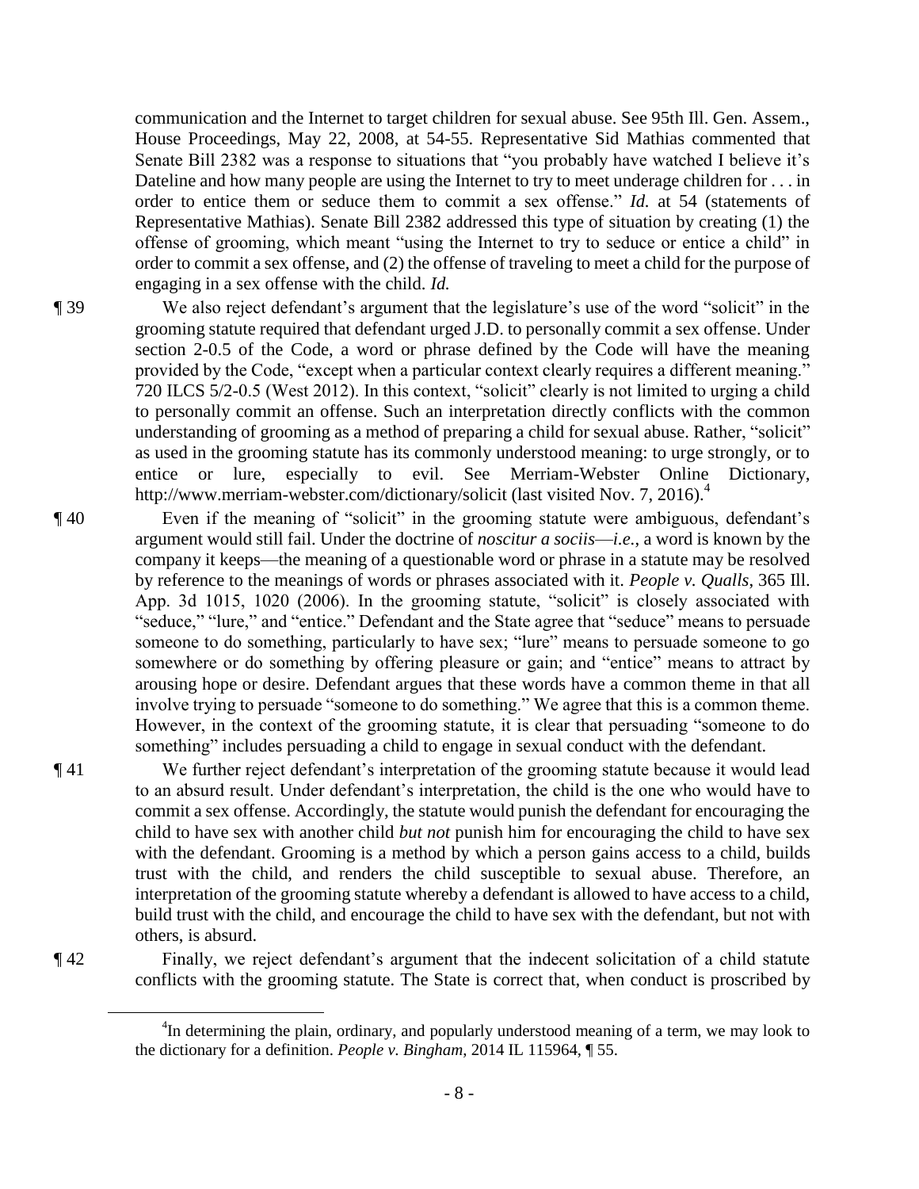communication and the Internet to target children for sexual abuse. See 95th Ill. Gen. Assem., House Proceedings, May 22, 2008, at 54-55. Representative Sid Mathias commented that Senate Bill 2382 was a response to situations that "you probably have watched I believe it's Dateline and how many people are using the Internet to try to meet underage children for . . . in order to entice them or seduce them to commit a sex offense." *Id.* at 54 (statements of Representative Mathias). Senate Bill 2382 addressed this type of situation by creating (1) the offense of grooming, which meant "using the Internet to try to seduce or entice a child" in order to commit a sex offense, and (2) the offense of traveling to meet a child for the purpose of engaging in a sex offense with the child. *Id.*

¶ 39 We also reject defendant's argument that the legislature's use of the word "solicit" in the grooming statute required that defendant urged J.D. to personally commit a sex offense. Under section 2-0.5 of the Code, a word or phrase defined by the Code will have the meaning provided by the Code, "except when a particular context clearly requires a different meaning." 720 ILCS 5/2-0.5 (West 2012). In this context, "solicit" clearly is not limited to urging a child to personally commit an offense. Such an interpretation directly conflicts with the common understanding of grooming as a method of preparing a child for sexual abuse. Rather, "solicit" as used in the grooming statute has its commonly understood meaning: to urge strongly, or to entice or lure, especially to evil. See Merriam-Webster Online Dictionary, http://www.merriam-webster.com/dictionary/solicit (last visited Nov. 7, 2016).[4]

¶ 40 Even if the meaning of "solicit" in the grooming statute were ambiguous, defendant's argument would still fail. Under the doctrine of *noscitur a sociis*—*i.e.*, a word is known by the company it keeps—the meaning of a questionable word or phrase in a statute may be resolved by reference to the meanings of words or phrases associated with it. *People v. Qualls*, 365 Ill. App. 3d 1015, 1020 (2006). In the grooming statute, "solicit" is closely associated with "seduce," "lure," and "entice." Defendant and the State agree that "seduce" means to persuade someone to do something, particularly to have sex; "lure" means to persuade someone to go somewhere or do something by offering pleasure or gain; and "entice" means to attract by arousing hope or desire. Defendant argues that these words have a common theme in that all involve trying to persuade "someone to do something." We agree that this is a common theme. However, in the context of the grooming statute, it is clear that persuading "someone to do something" includes persuading a child to engage in sexual conduct with the defendant.

¶ 41 We further reject defendant's interpretation of the grooming statute because it would lead to an absurd result. Under defendant's interpretation, the child is the one who would have to commit a sex offense. Accordingly, the statute would punish the defendant for encouraging the child to have sex with another child *but not* punish him for encouraging the child to have sex with the defendant. Grooming is a method by which a person gains access to a child, builds trust with the child, and renders the child susceptible to sexual abuse. Therefore, an interpretation of the grooming statute whereby a defendant is allowed to have access to a child, build trust with the child, and encourage the child to have sex with the defendant, but not with others, is absurd.

¶ 42 Finally, we reject defendant's argument that the indecent solicitation of a child statute conflicts with the grooming statute. The State is correct that, when conduct is proscribed by

---

[4] In determining the plain, ordinary, and popularly understood meaning of a term, we may look to the dictionary for a definition. *People v. Bingham*, 2014 IL 115964, ¶ 55.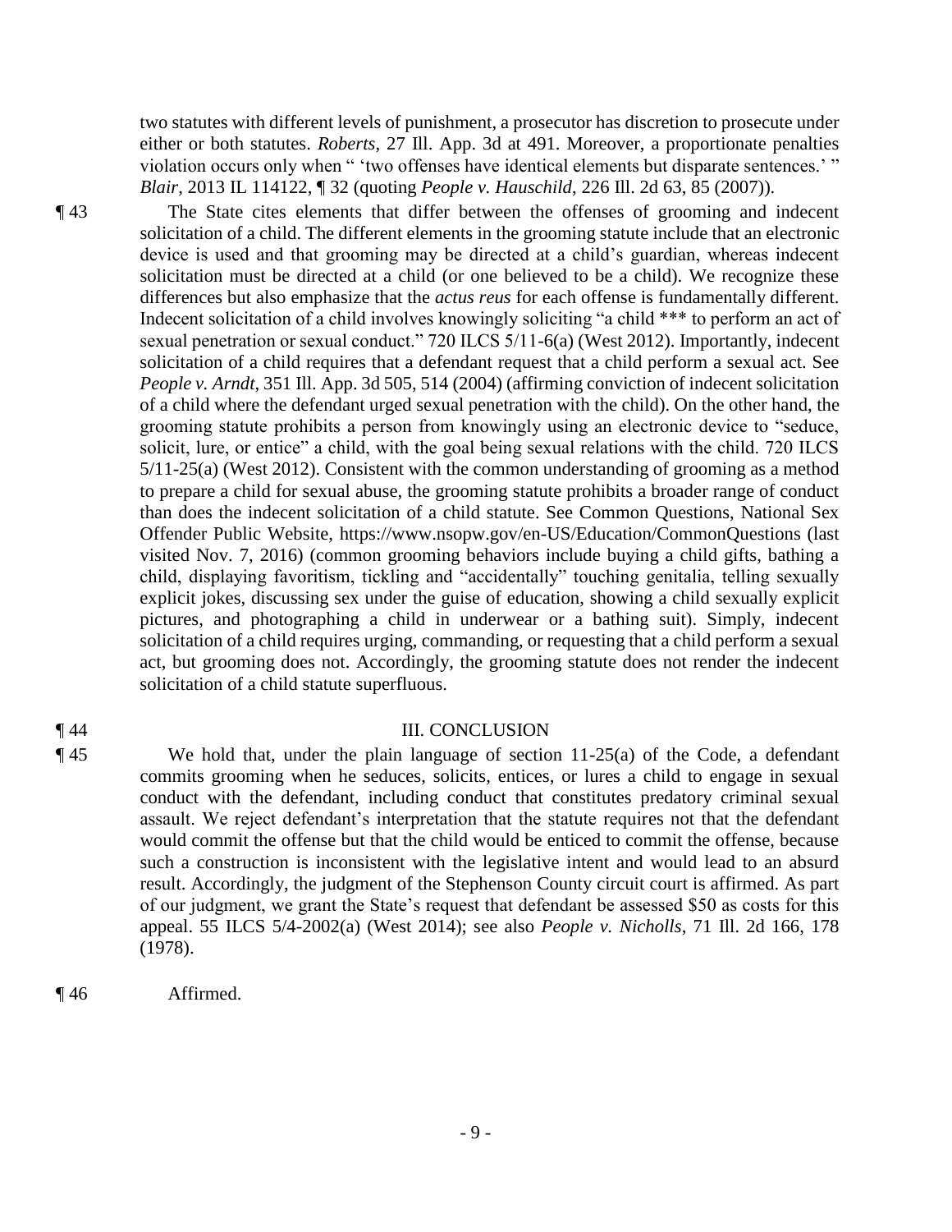two statutes with different levels of punishment, a prosecutor has discretion to prosecute under either or both statutes. *Roberts*, 27 Ill. App. 3d at 491. Moreover, a proportionate penalties violation occurs only when " 'two offenses have identical elements but disparate sentences.' " *Blair*, 2013 IL 114122, ¶ 32 (quoting *People v. Hauschild*, 226 Ill. 2d 63, 85 (2007)).

¶ 43 The State cites elements that differ between the offenses of grooming and indecent solicitation of a child. The different elements in the grooming statute include that an electronic device is used and that grooming may be directed at a child's guardian, whereas indecent solicitation must be directed at a child (or one believed to be a child). We recognize these differences but also emphasize that the *actus reus* for each offense is fundamentally different. Indecent solicitation of a child involves knowingly soliciting "a child *** to perform an act of sexual penetration or sexual conduct." 720 ILCS 5/11-6(a) (West 2012). Importantly, indecent solicitation of a child requires that a defendant request that a child perform a sexual act. See *People v. Arndt*, 351 Ill. App. 3d 505, 514 (2004) (affirming conviction of indecent solicitation of a child where the defendant urged sexual penetration with the child). On the other hand, the grooming statute prohibits a person from knowingly using an electronic device to "seduce, solicit, lure, or entice" a child, with the goal being sexual relations with the child. 720 ILCS 5/11-25(a) (West 2012). Consistent with the common understanding of grooming as a method to prepare a child for sexual abuse, the grooming statute prohibits a broader range of conduct than does the indecent solicitation of a child statute. See Common Questions, National Sex Offender Public Website, https://www.nsopw.gov/en-US/Education/CommonQuestions (last visited Nov. 7, 2016) (common grooming behaviors include buying a child gifts, bathing a child, displaying favoritism, tickling and "accidentally" touching genitalia, telling sexually explicit jokes, discussing sex under the guise of education, showing a child sexually explicit pictures, and photographing a child in underwear or a bathing suit). Simply, indecent solicitation of a child requires urging, commanding, or requesting that a child perform a sexual act, but grooming does not. Accordingly, the grooming statute does not render the indecent solicitation of a child statute superfluous.

## ¶ 44 III. CONCLUSION

¶ 45 We hold that, under the plain language of section 11-25(a) of the Code, a defendant commits grooming when he seduces, solicits, entices, or lures a child to engage in sexual conduct with the defendant, including conduct that constitutes predatory criminal sexual assault. We reject defendant's interpretation that the statute requires not that the defendant would commit the offense but that the child would be enticed to commit the offense, because such a construction is inconsistent with the legislative intent and would lead to an absurd result. Accordingly, the judgment of the Stephenson County circuit court is affirmed. As part of our judgment, we grant the State's request that defendant be assessed $50 as costs for this appeal. 55 ILCS 5/4-2002(a) (West 2014); see also *People v. Nicholls*, 71 Ill. 2d 166, 178 (1978).

¶ 46 Affirmed.